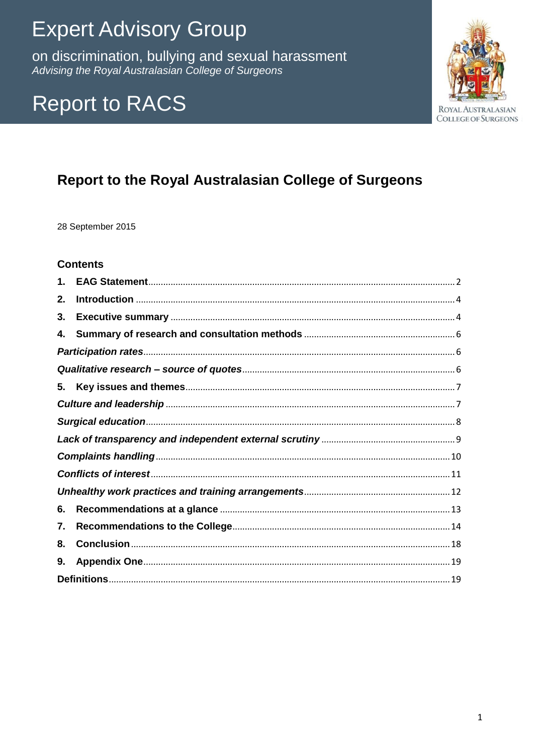# Expert Advisory Group

on discrimination, bullying and sexual harassment

*Advising the Royal Australasian College of Surgeons*

# Report to RACS

ROYAL AUSTRALASIAN COLLEGE OF SURGEONS

## Report to the Royal Australasian College of Surgeons

28 September 2015

### Contents

**1. EAG Statement** .......... 2

**2. Introduction** .......... 4

**3. Executive summary** .......... 4

**4. Summary of research and consultation methods** .......... 6

***Participation rates*** .......... 6

***Qualitative research – source of quotes*** .......... 6

**5. Key issues and themes** .......... 7

***Culture and leadership*** .......... 7

***Surgical education*** .......... 8

***Lack of transparency and independent external scrutiny*** .......... 9

***Complaints handling*** .......... 10

***Conflicts of interest*** .......... 11

***Unhealthy work practices and training arrangements*** .......... 12

**6. Recommendations at a glance** .......... 13

**7. Recommendations to the College** .......... 14

**8. Conclusion** .......... 18

**9. Appendix One** .......... 19

**Definitions** .......... 19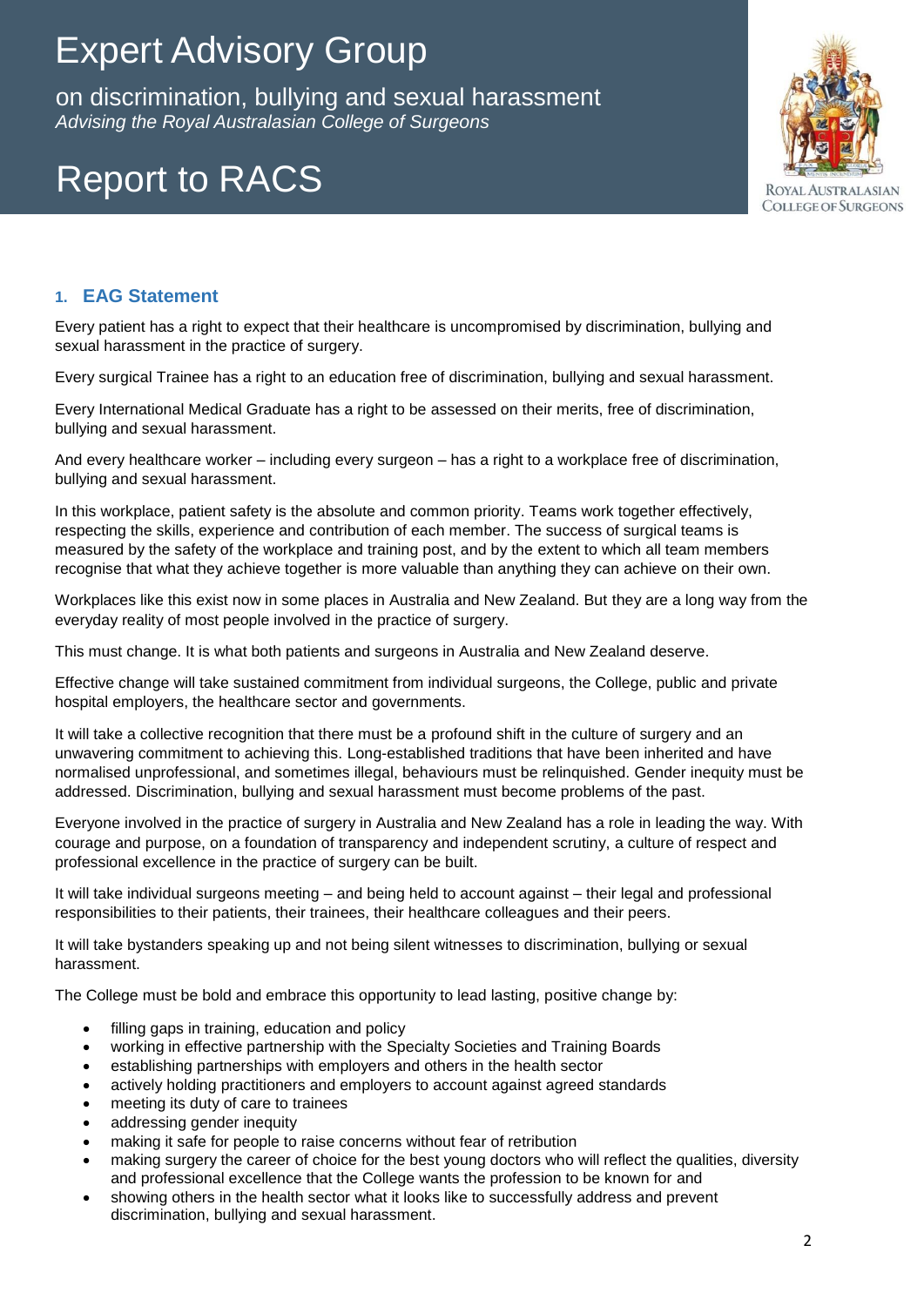# Expert Advisory Group

on discrimination, bullying and sexual harassment
*Advising the Royal Australasian College of Surgeons*

# Report to RACS

## 1. EAG Statement

Every patient has a right to expect that their healthcare is uncompromised by discrimination, bullying and sexual harassment in the practice of surgery.

Every surgical Trainee has a right to an education free of discrimination, bullying and sexual harassment.

Every International Medical Graduate has a right to be assessed on their merits, free of discrimination, bullying and sexual harassment.

And every healthcare worker – including every surgeon – has a right to a workplace free of discrimination, bullying and sexual harassment.

In this workplace, patient safety is the absolute and common priority. Teams work together effectively, respecting the skills, experience and contribution of each member. The success of surgical teams is measured by the safety of the workplace and training post, and by the extent to which all team members recognise that what they achieve together is more valuable than anything they can achieve on their own.

Workplaces like this exist now in some places in Australia and New Zealand. But they are a long way from the everyday reality of most people involved in the practice of surgery.

This must change. It is what both patients and surgeons in Australia and New Zealand deserve.

Effective change will take sustained commitment from individual surgeons, the College, public and private hospital employers, the healthcare sector and governments.

It will take a collective recognition that there must be a profound shift in the culture of surgery and an unwavering commitment to achieving this. Long-established traditions that have been inherited and have normalised unprofessional, and sometimes illegal, behaviours must be relinquished. Gender inequity must be addressed. Discrimination, bullying and sexual harassment must become problems of the past.

Everyone involved in the practice of surgery in Australia and New Zealand has a role in leading the way. With courage and purpose, on a foundation of transparency and independent scrutiny, a culture of respect and professional excellence in the practice of surgery can be built.

It will take individual surgeons meeting – and being held to account against – their legal and professional responsibilities to their patients, their trainees, their healthcare colleagues and their peers.

It will take bystanders speaking up and not being silent witnesses to discrimination, bullying or sexual harassment.

The College must be bold and embrace this opportunity to lead lasting, positive change by:

- filling gaps in training, education and policy
- working in effective partnership with the Specialty Societies and Training Boards
- establishing partnerships with employers and others in the health sector
- actively holding practitioners and employers to account against agreed standards
- meeting its duty of care to trainees
- addressing gender inequity
- making it safe for people to raise concerns without fear of retribution
- making surgery the career of choice for the best young doctors who will reflect the qualities, diversity and professional excellence that the College wants the profession to be known for and
- showing others in the health sector what it looks like to successfully address and prevent discrimination, bullying and sexual harassment.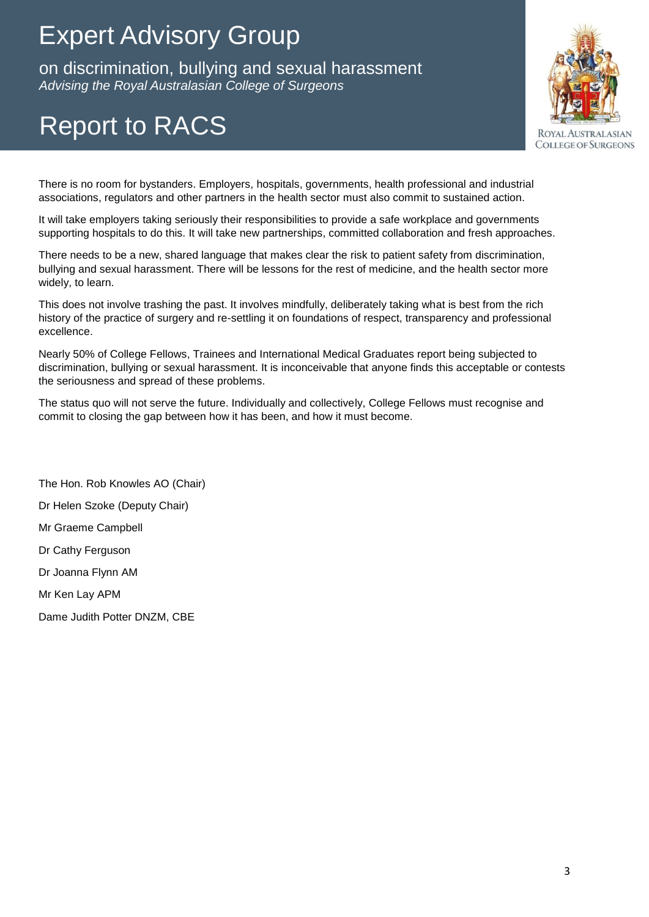There is no room for bystanders. Employers, hospitals, governments, health professional and industrial associations, regulators and other partners in the health sector must also commit to sustained action.

It will take employers taking seriously their responsibilities to provide a safe workplace and governments supporting hospitals to do this. It will take new partnerships, committed collaboration and fresh approaches.

There needs to be a new, shared language that makes clear the risk to patient safety from discrimination, bullying and sexual harassment. There will be lessons for the rest of medicine, and the health sector more widely, to learn.

This does not involve trashing the past. It involves mindfully, deliberately taking what is best from the rich history of the practice of surgery and re-settling it on foundations of respect, transparency and professional excellence.

Nearly 50% of College Fellows, Trainees and International Medical Graduates report being subjected to discrimination, bullying or sexual harassment. It is inconceivable that anyone finds this acceptable or contests the seriousness and spread of these problems.

The status quo will not serve the future. Individually and collectively, College Fellows must recognise and commit to closing the gap between how it has been, and how it must become.

The Hon. Rob Knowles AO (Chair)

Dr Helen Szoke (Deputy Chair)

Mr Graeme Campbell

Dr Cathy Ferguson

Dr Joanna Flynn AM

Mr Ken Lay APM

Dame Judith Potter DNZM, CBE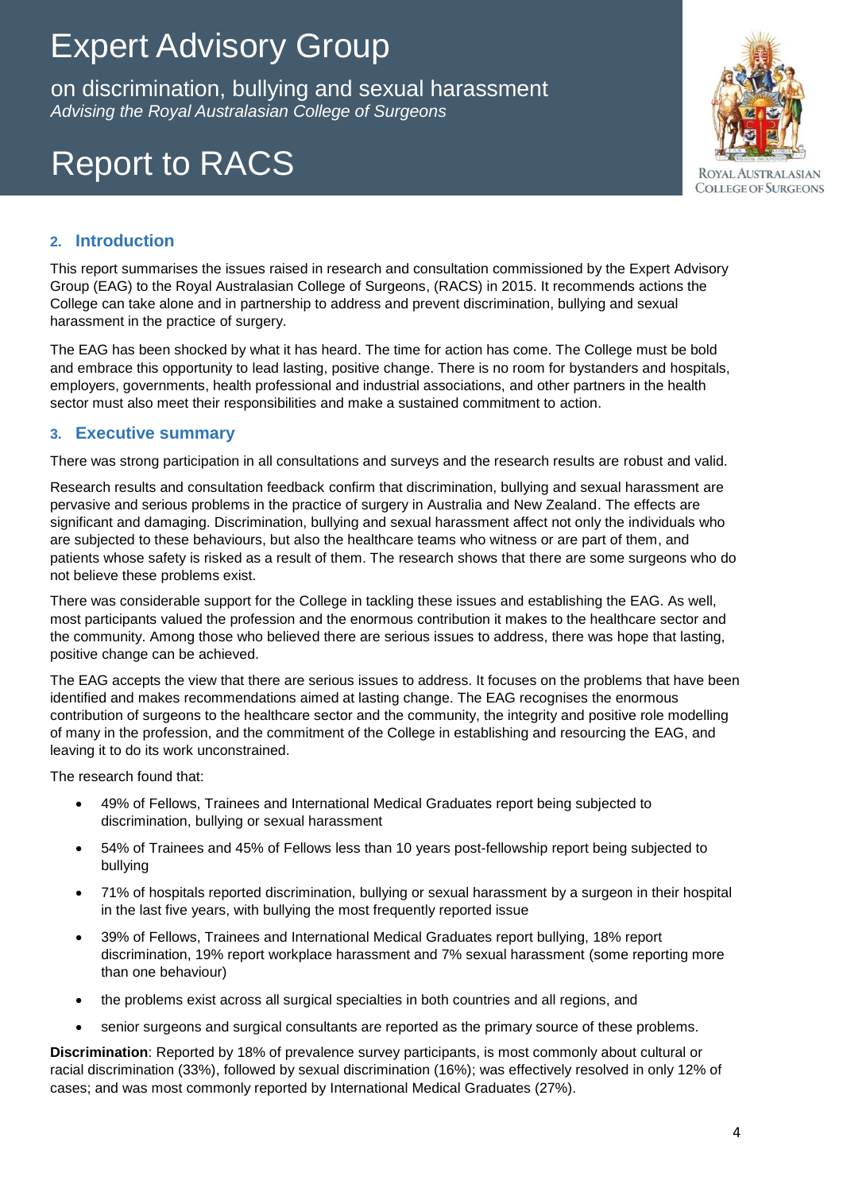# Expert Advisory Group

on discrimination, bullying and sexual harassment
*Advising the Royal Australasian College of Surgeons*

# Report to RACS

## 2. Introduction

This report summarises the issues raised in research and consultation commissioned by the Expert Advisory Group (EAG) to the Royal Australasian College of Surgeons, (RACS) in 2015. It recommends actions the College can take alone and in partnership to address and prevent discrimination, bullying and sexual harassment in the practice of surgery.

The EAG has been shocked by what it has heard. The time for action has come. The College must be bold and embrace this opportunity to lead lasting, positive change. There is no room for bystanders and hospitals, employers, governments, health professional and industrial associations, and other partners in the health sector must also meet their responsibilities and make a sustained commitment to action.

## 3. Executive summary

There was strong participation in all consultations and surveys and the research results are robust and valid.

Research results and consultation feedback confirm that discrimination, bullying and sexual harassment are pervasive and serious problems in the practice of surgery in Australia and New Zealand. The effects are significant and damaging. Discrimination, bullying and sexual harassment affect not only the individuals who are subjected to these behaviours, but also the healthcare teams who witness or are part of them, and patients whose safety is risked as a result of them. The research shows that there are some surgeons who do not believe these problems exist.

There was considerable support for the College in tackling these issues and establishing the EAG. As well, most participants valued the profession and the enormous contribution it makes to the healthcare sector and the community. Among those who believed there are serious issues to address, there was hope that lasting, positive change can be achieved.

The EAG accepts the view that there are serious issues to address. It focuses on the problems that have been identified and makes recommendations aimed at lasting change. The EAG recognises the enormous contribution of surgeons to the healthcare sector and the community, the integrity and positive role modelling of many in the profession, and the commitment of the College in establishing and resourcing the EAG, and leaving it to do its work unconstrained.

The research found that:

- 49% of Fellows, Trainees and International Medical Graduates report being subjected to discrimination, bullying or sexual harassment
- 54% of Trainees and 45% of Fellows less than 10 years post-fellowship report being subjected to bullying
- 71% of hospitals reported discrimination, bullying or sexual harassment by a surgeon in their hospital in the last five years, with bullying the most frequently reported issue
- 39% of Fellows, Trainees and International Medical Graduates report bullying, 18% report discrimination, 19% report workplace harassment and 7% sexual harassment (some reporting more than one behaviour)
- the problems exist across all surgical specialties in both countries and all regions, and
- senior surgeons and surgical consultants are reported as the primary source of these problems.

**Discrimination**: Reported by 18% of prevalence survey participants, is most commonly about cultural or racial discrimination (33%), followed by sexual discrimination (16%); was effectively resolved in only 12% of cases; and was most commonly reported by International Medical Graduates (27%).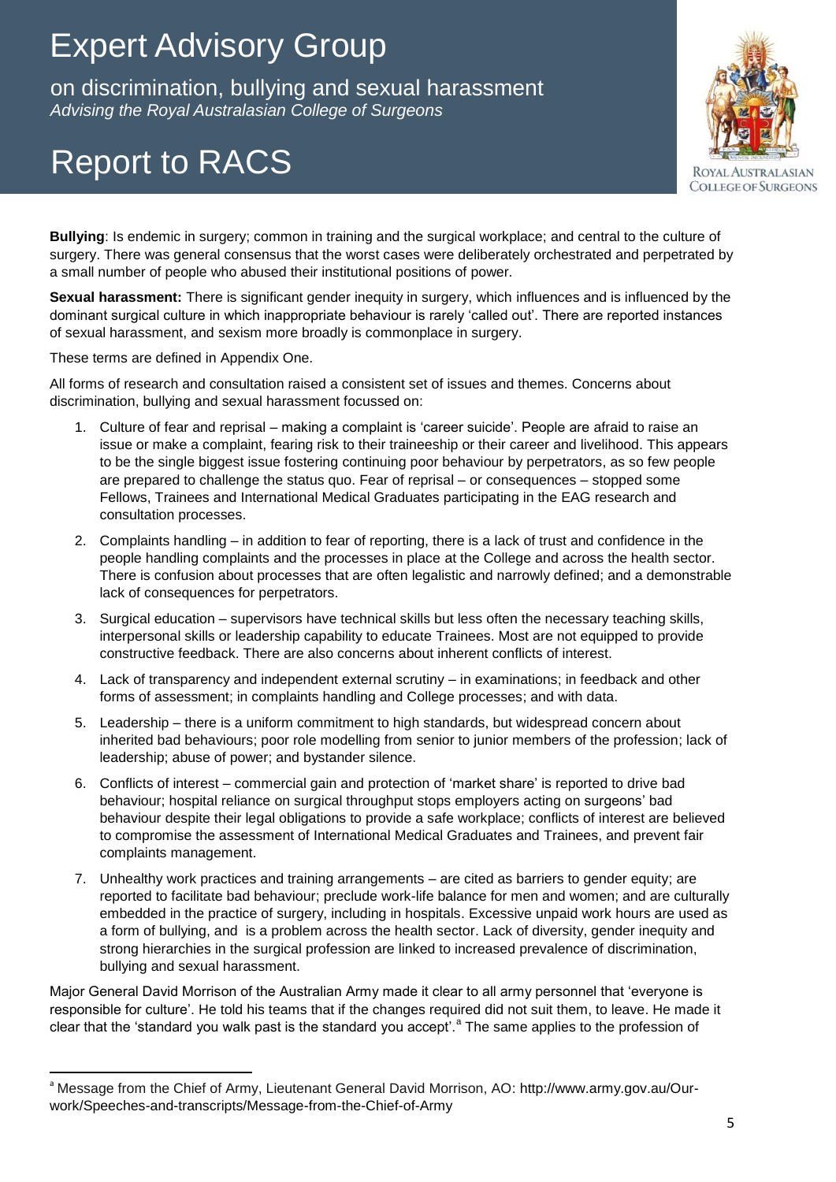**Bullying**: Is endemic in surgery; common in training and the surgical workplace; and central to the culture of surgery. There was general consensus that the worst cases were deliberately orchestrated and perpetrated by a small number of people who abused their institutional positions of power.

**Sexual harassment:** There is significant gender inequity in surgery, which influences and is influenced by the dominant surgical culture in which inappropriate behaviour is rarely 'called out'. There are reported instances of sexual harassment, and sexism more broadly is commonplace in surgery.

These terms are defined in Appendix One.

All forms of research and consultation raised a consistent set of issues and themes. Concerns about discrimination, bullying and sexual harassment focussed on:

1. Culture of fear and reprisal – making a complaint is 'career suicide'. People are afraid to raise an issue or make a complaint, fearing risk to their traineeship or their career and livelihood. This appears to be the single biggest issue fostering continuing poor behaviour by perpetrators, as so few people are prepared to challenge the status quo. Fear of reprisal – or consequences – stopped some Fellows, Trainees and International Medical Graduates participating in the EAG research and consultation processes.
2. Complaints handling – in addition to fear of reporting, there is a lack of trust and confidence in the people handling complaints and the processes in place at the College and across the health sector. There is confusion about processes that are often legalistic and narrowly defined; and a demonstrable lack of consequences for perpetrators.
3. Surgical education – supervisors have technical skills but less often the necessary teaching skills, interpersonal skills or leadership capability to educate Trainees. Most are not equipped to provide constructive feedback. There are also concerns about inherent conflicts of interest.
4. Lack of transparency and independent external scrutiny – in examinations; in feedback and other forms of assessment; in complaints handling and College processes; and with data.
5. Leadership – there is a uniform commitment to high standards, but widespread concern about inherited bad behaviours; poor role modelling from senior to junior members of the profession; lack of leadership; abuse of power; and bystander silence.
6. Conflicts of interest – commercial gain and protection of 'market share' is reported to drive bad behaviour; hospital reliance on surgical throughput stops employers acting on surgeons' bad behaviour despite their legal obligations to provide a safe workplace; conflicts of interest are believed to compromise the assessment of International Medical Graduates and Trainees, and prevent fair complaints management.
7. Unhealthy work practices and training arrangements – are cited as barriers to gender equity; are reported to facilitate bad behaviour; preclude work-life balance for men and women; and are culturally embedded in the practice of surgery, including in hospitals. Excessive unpaid work hours are used as a form of bullying, and is a problem across the health sector. Lack of diversity, gender inequity and strong hierarchies in the surgical profession are linked to increased prevalence of discrimination, bullying and sexual harassment.

Major General David Morrison of the Australian Army made it clear to all army personnel that 'everyone is responsible for culture'. He told his teams that if the changes required did not suit them, to leave. He made it clear that the 'standard you walk past is the standard you accept'.[a] The same applies to the profession of

---

[a] Message from the Chief of Army, Lieutenant General David Morrison, AO: http://www.army.gov.au/Our-work/Speeches-and-transcripts/Message-from-the-Chief-of-Army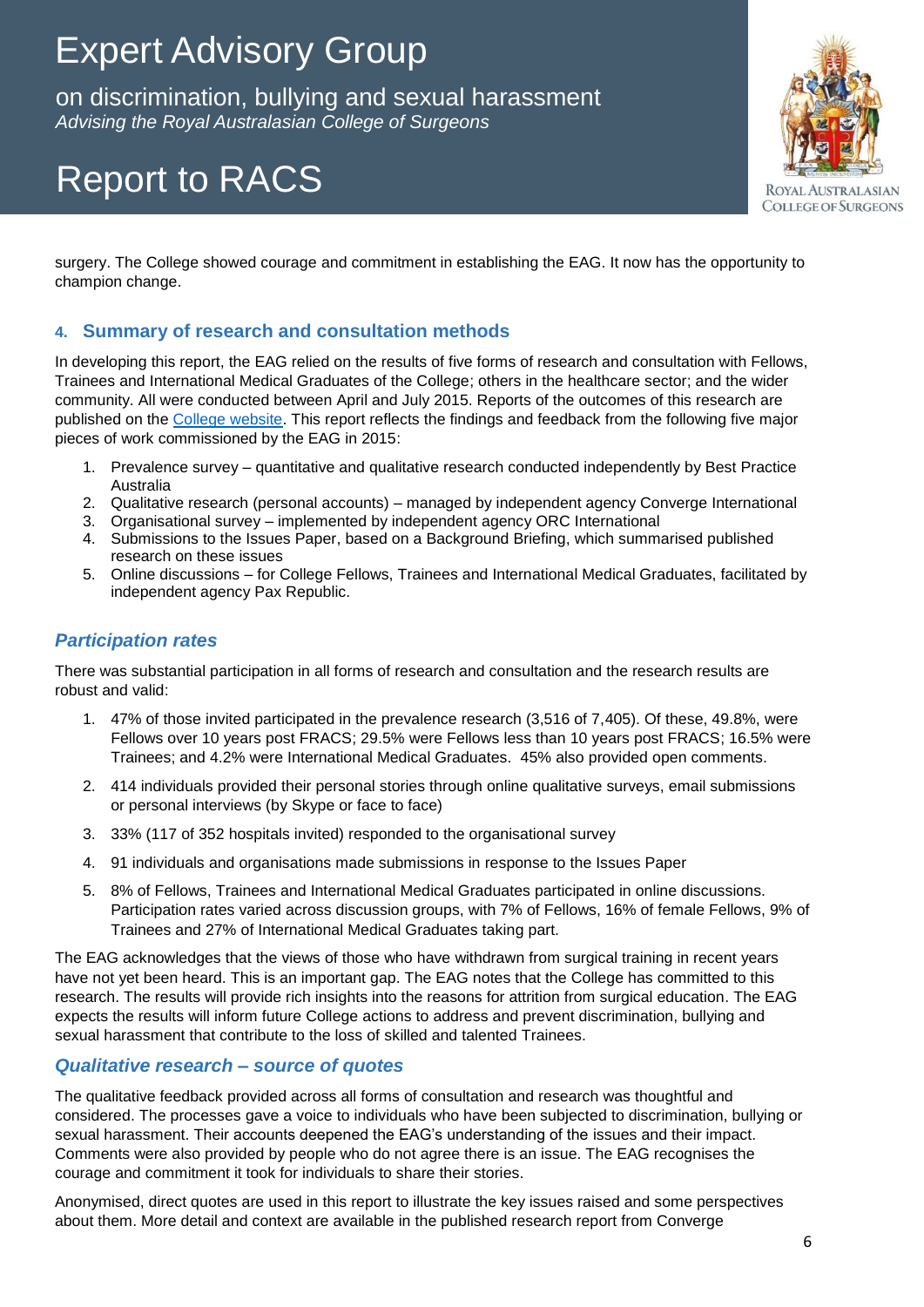surgery. The College showed courage and commitment in establishing the EAG. It now has the opportunity to champion change.

## 4. Summary of research and consultation methods

In developing this report, the EAG relied on the results of five forms of research and consultation with Fellows, Trainees and International Medical Graduates of the College; others in the healthcare sector; and the wider community. All were conducted between April and July 2015. Reports of the outcomes of this research are published on the College website. This report reflects the findings and feedback from the following five major pieces of work commissioned by the EAG in 2015:

1. Prevalence survey – quantitative and qualitative research conducted independently by Best Practice Australia
2. Qualitative research (personal accounts) – managed by independent agency Converge International
3. Organisational survey – implemented by independent agency ORC International
4. Submissions to the Issues Paper, based on a Background Briefing, which summarised published research on these issues
5. Online discussions – for College Fellows, Trainees and International Medical Graduates, facilitated by independent agency Pax Republic.

### *Participation rates*

There was substantial participation in all forms of research and consultation and the research results are robust and valid:

1. 47% of those invited participated in the prevalence research (3,516 of 7,405). Of these, 49.8%, were Fellows over 10 years post FRACS; 29.5% were Fellows less than 10 years post FRACS; 16.5% were Trainees; and 4.2% were International Medical Graduates. 45% also provided open comments.

2. 414 individuals provided their personal stories through online qualitative surveys, email submissions or personal interviews (by Skype or face to face)

3. 33% (117 of 352 hospitals invited) responded to the organisational survey

4. 91 individuals and organisations made submissions in response to the Issues Paper

5. 8% of Fellows, Trainees and International Medical Graduates participated in online discussions. Participation rates varied across discussion groups, with 7% of Fellows, 16% of female Fellows, 9% of Trainees and 27% of International Medical Graduates taking part.

The EAG acknowledges that the views of those who have withdrawn from surgical training in recent years have not yet been heard. This is an important gap. The EAG notes that the College has committed to this research. The results will provide rich insights into the reasons for attrition from surgical education. The EAG expects the results will inform future College actions to address and prevent discrimination, bullying and sexual harassment that contribute to the loss of skilled and talented Trainees.

### *Qualitative research – source of quotes*

The qualitative feedback provided across all forms of consultation and research was thoughtful and considered. The processes gave a voice to individuals who have been subjected to discrimination, bullying or sexual harassment. Their accounts deepened the EAG's understanding of the issues and their impact. Comments were also provided by people who do not agree there is an issue. The EAG recognises the courage and commitment it took for individuals to share their stories.

Anonymised, direct quotes are used in this report to illustrate the key issues raised and some perspectives about them. More detail and context are available in the published research report from Converge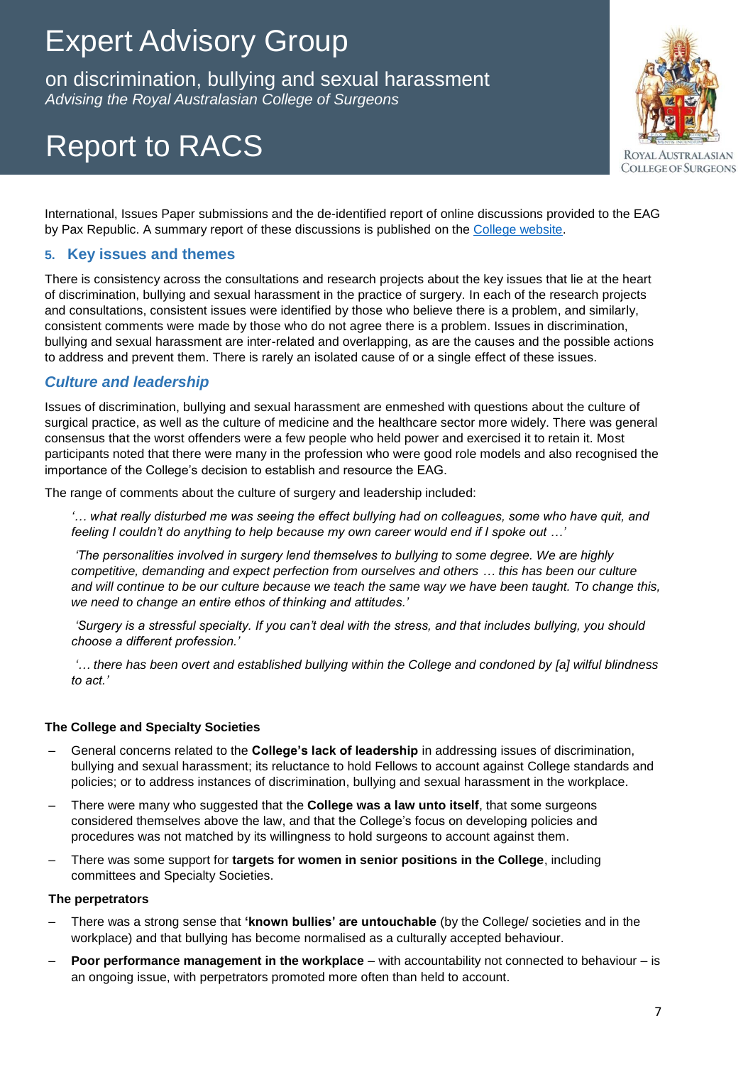International, Issues Paper submissions and the de-identified report of online discussions provided to the EAG by Pax Republic. A summary report of these discussions is published on the [College website](#).

## 5. Key issues and themes

There is consistency across the consultations and research projects about the key issues that lie at the heart of discrimination, bullying and sexual harassment in the practice of surgery. In each of the research projects and consultations, consistent issues were identified by those who believe there is a problem, and similarly, consistent comments were made by those who do not agree there is a problem. Issues in discrimination, bullying and sexual harassment are inter-related and overlapping, as are the causes and the possible actions to address and prevent them. There is rarely an isolated cause of or a single effect of these issues.

### *Culture and leadership*

Issues of discrimination, bullying and sexual harassment are enmeshed with questions about the culture of surgical practice, as well as the culture of medicine and the healthcare sector more widely. There was general consensus that the worst offenders were a few people who held power and exercised it to retain it. Most participants noted that there were many in the profession who were good role models and also recognised the importance of the College's decision to establish and resource the EAG.

The range of comments about the culture of surgery and leadership included:

> *'… what really disturbed me was seeing the effect bullying had on colleagues, some who have quit, and feeling I couldn't do anything to help because my own career would end if I spoke out …'*

> *'The personalities involved in surgery lend themselves to bullying to some degree. We are highly competitive, demanding and expect perfection from ourselves and others … this has been our culture and will continue to be our culture because we teach the same way we have been taught. To change this, we need to change an entire ethos of thinking and attitudes.'*

> *'Surgery is a stressful specialty. If you can't deal with the stress, and that includes bullying, you should choose a different profession.'*

> *'… there has been overt and established bullying within the College and condoned by [a] wilful blindness to act.'*

#### The College and Specialty Societies

- General concerns related to the **College's lack of leadership** in addressing issues of discrimination, bullying and sexual harassment; its reluctance to hold Fellows to account against College standards and policies; or to address instances of discrimination, bullying and sexual harassment in the workplace.
- There were many who suggested that the **College was a law unto itself**, that some surgeons considered themselves above the law, and that the College's focus on developing policies and procedures was not matched by its willingness to hold surgeons to account against them.
- There was some support for **targets for women in senior positions in the College**, including committees and Specialty Societies.

#### The perpetrators

- There was a strong sense that **'known bullies' are untouchable** (by the College/ societies and in the workplace) and that bullying has become normalised as a culturally accepted behaviour.
- **Poor performance management in the workplace** – with accountability not connected to behaviour – is an ongoing issue, with perpetrators promoted more often than held to account.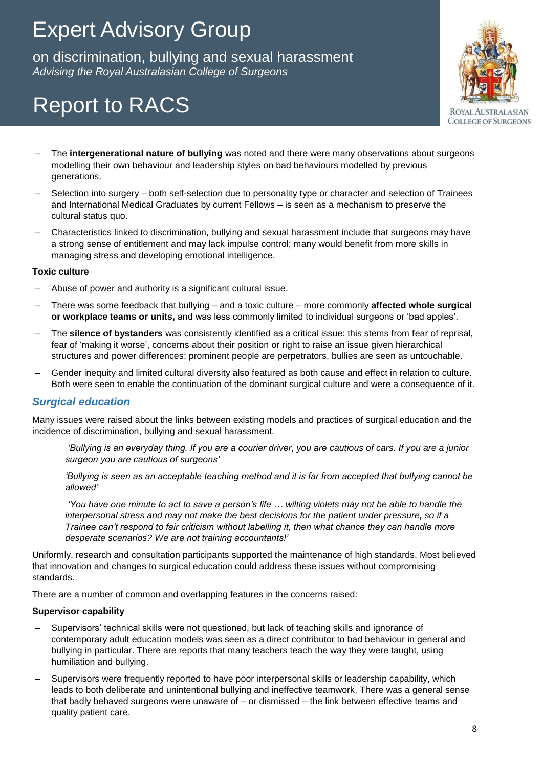- The **intergenerational nature of bullying** was noted and there were many observations about surgeons modelling their own behaviour and leadership styles on bad behaviours modelled by previous generations.
- Selection into surgery – both self-selection due to personality type or character and selection of Trainees and International Medical Graduates by current Fellows – is seen as a mechanism to preserve the cultural status quo.
- Characteristics linked to discrimination, bullying and sexual harassment include that surgeons may have a strong sense of entitlement and may lack impulse control; many would benefit from more skills in managing stress and developing emotional intelligence.

**Toxic culture**

- Abuse of power and authority is a significant cultural issue.
- There was some feedback that bullying – and a toxic culture – more commonly **affected whole surgical or workplace teams or units,** and was less commonly limited to individual surgeons or 'bad apples'.
- The **silence of bystanders** was consistently identified as a critical issue: this stems from fear of reprisal, fear of 'making it worse', concerns about their position or right to raise an issue given hierarchical structures and power differences; prominent people are perpetrators, bullies are seen as untouchable.
- Gender inequity and limited cultural diversity also featured as both cause and effect in relation to culture. Both were seen to enable the continuation of the dominant surgical culture and were a consequence of it.

### *Surgical education*

Many issues were raised about the links between existing models and practices of surgical education and the incidence of discrimination, bullying and sexual harassment.

> *'Bullying is an everyday thing. If you are a courier driver, you are cautious of cars. If you are a junior surgeon you are cautious of surgeons'*
>
> *'Bullying is seen as an acceptable teaching method and it is far from accepted that bullying cannot be allowed'*
>
> *'You have one minute to act to save a person's life … wilting violets may not be able to handle the interpersonal stress and may not make the best decisions for the patient under pressure, so if a Trainee can't respond to fair criticism without labelling it, then what chance they can handle more desperate scenarios? We are not training accountants!'*

Uniformly, research and consultation participants supported the maintenance of high standards. Most believed that innovation and changes to surgical education could address these issues without compromising standards.

There are a number of common and overlapping features in the concerns raised:

**Supervisor capability**

- Supervisors' technical skills were not questioned, but lack of teaching skills and ignorance of contemporary adult education models was seen as a direct contributor to bad behaviour in general and bullying in particular. There are reports that many teachers teach the way they were taught, using humiliation and bullying.
- Supervisors were frequently reported to have poor interpersonal skills or leadership capability, which leads to both deliberate and unintentional bullying and ineffective teamwork. There was a general sense that badly behaved surgeons were unaware of – or dismissed – the link between effective teams and quality patient care.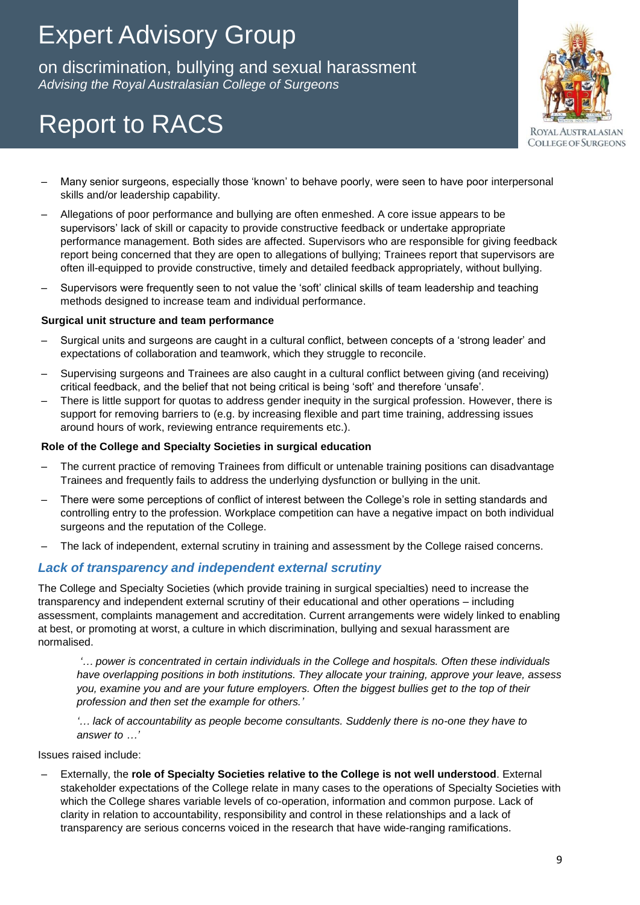- Many senior surgeons, especially those 'known' to behave poorly, were seen to have poor interpersonal skills and/or leadership capability.
- Allegations of poor performance and bullying are often enmeshed. A core issue appears to be supervisors' lack of skill or capacity to provide constructive feedback or undertake appropriate performance management. Both sides are affected. Supervisors who are responsible for giving feedback report being concerned that they are open to allegations of bullying; Trainees report that supervisors are often ill-equipped to provide constructive, timely and detailed feedback appropriately, without bullying.
- Supervisors were frequently seen to not value the 'soft' clinical skills of team leadership and teaching methods designed to increase team and individual performance.

**Surgical unit structure and team performance**

- Surgical units and surgeons are caught in a cultural conflict, between concepts of a 'strong leader' and expectations of collaboration and teamwork, which they struggle to reconcile.
- Supervising surgeons and Trainees are also caught in a cultural conflict between giving (and receiving) critical feedback, and the belief that not being critical is being 'soft' and therefore 'unsafe'.
- There is little support for quotas to address gender inequity in the surgical profession. However, there is support for removing barriers to (e.g. by increasing flexible and part time training, addressing issues around hours of work, reviewing entrance requirements etc.).

**Role of the College and Specialty Societies in surgical education**

- The current practice of removing Trainees from difficult or untenable training positions can disadvantage Trainees and frequently fails to address the underlying dysfunction or bullying in the unit.
- There were some perceptions of conflict of interest between the College's role in setting standards and controlling entry to the profession. Workplace competition can have a negative impact on both individual surgeons and the reputation of the College.
- The lack of independent, external scrutiny in training and assessment by the College raised concerns.

### *Lack of transparency and independent external scrutiny*

The College and Specialty Societies (which provide training in surgical specialties) need to increase the transparency and independent external scrutiny of their educational and other operations – including assessment, complaints management and accreditation. Current arrangements were widely linked to enabling at best, or promoting at worst, a culture in which discrimination, bullying and sexual harassment are normalised.

> *'… power is concentrated in certain individuals in the College and hospitals. Often these individuals have overlapping positions in both institutions. They allocate your training, approve your leave, assess you, examine you and are your future employers. Often the biggest bullies get to the top of their profession and then set the example for others.'*
>
> *'… lack of accountability as people become consultants. Suddenly there is no-one they have to answer to …'*

Issues raised include:

- Externally, the **role of Specialty Societies relative to the College is not well understood**. External stakeholder expectations of the College relate in many cases to the operations of Specialty Societies with which the College shares variable levels of co-operation, information and common purpose. Lack of clarity in relation to accountability, responsibility and control in these relationships and a lack of transparency are serious concerns voiced in the research that have wide-ranging ramifications.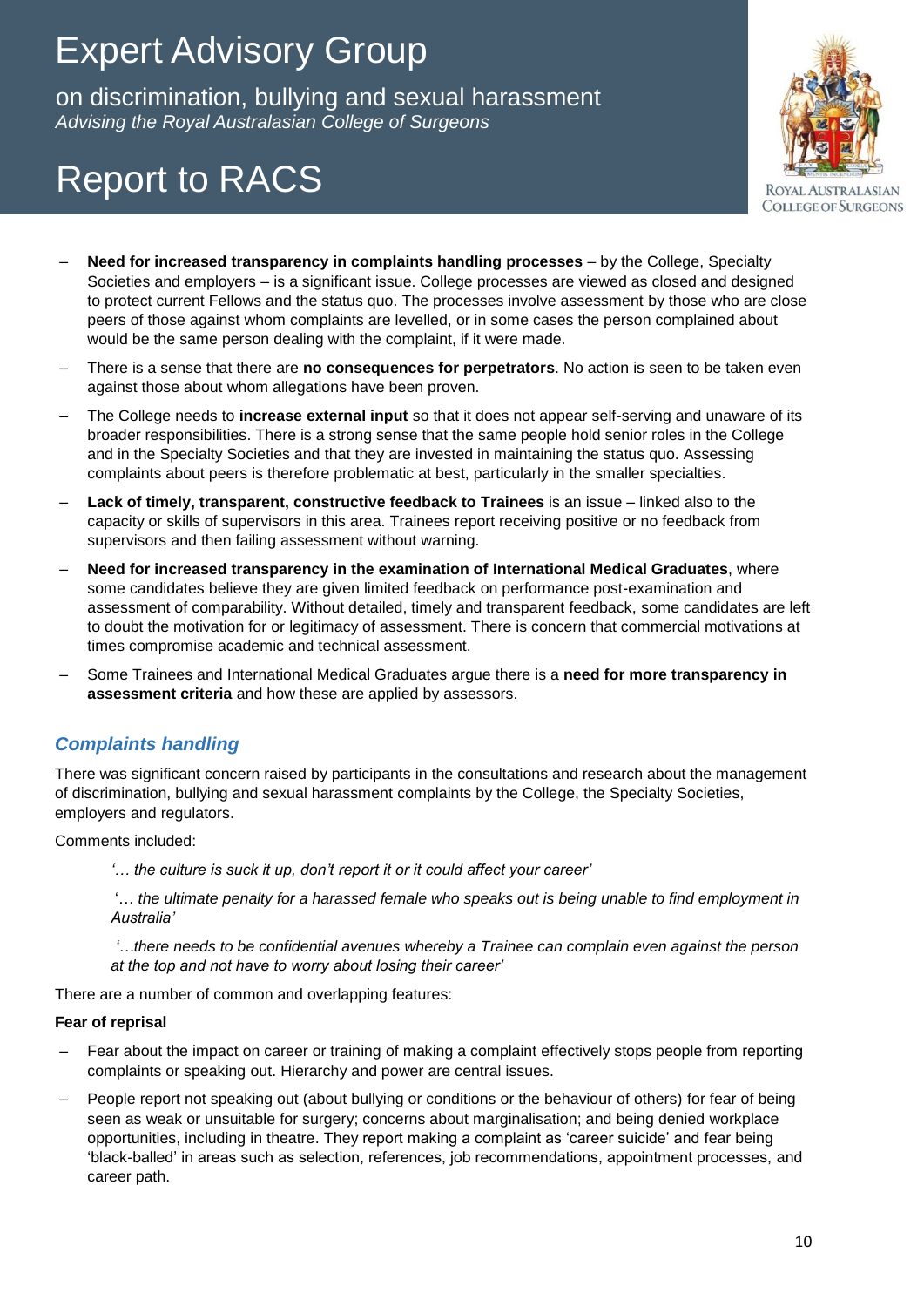- **Need for increased transparency in complaints handling processes** – by the College, Specialty Societies and employers – is a significant issue. College processes are viewed as closed and designed to protect current Fellows and the status quo. The processes involve assessment by those who are close peers of those against whom complaints are levelled, or in some cases the person complained about would be the same person dealing with the complaint, if it were made.
- There is a sense that there are **no consequences for perpetrators**. No action is seen to be taken even against those about whom allegations have been proven.
- The College needs to **increase external input** so that it does not appear self-serving and unaware of its broader responsibilities. There is a strong sense that the same people hold senior roles in the College and in the Specialty Societies and that they are invested in maintaining the status quo. Assessing complaints about peers is therefore problematic at best, particularly in the smaller specialties.
- **Lack of timely, transparent, constructive feedback to Trainees** is an issue – linked also to the capacity or skills of supervisors in this area. Trainees report receiving positive or no feedback from supervisors and then failing assessment without warning.
- **Need for increased transparency in the examination of International Medical Graduates**, where some candidates believe they are given limited feedback on performance post-examination and assessment of comparability. Without detailed, timely and transparent feedback, some candidates are left to doubt the motivation for or legitimacy of assessment. There is concern that commercial motivations at times compromise academic and technical assessment.
- Some Trainees and International Medical Graduates argue there is a **need for more transparency in assessment criteria** and how these are applied by assessors.

### *Complaints handling*

There was significant concern raised by participants in the consultations and research about the management of discrimination, bullying and sexual harassment complaints by the College, the Specialty Societies, employers and regulators.

Comments included:

> *'… the culture is suck it up, don't report it or it could affect your career'*
>
> '… *the ultimate penalty for a harassed female who speaks out is being unable to find employment in Australia'*
>
> *'…there needs to be confidential avenues whereby a Trainee can complain even against the person at the top and not have to worry about losing their career'*

There are a number of common and overlapping features:

**Fear of reprisal**

- Fear about the impact on career or training of making a complaint effectively stops people from reporting complaints or speaking out. Hierarchy and power are central issues.
- People report not speaking out (about bullying or conditions or the behaviour of others) for fear of being seen as weak or unsuitable for surgery; concerns about marginalisation; and being denied workplace opportunities, including in theatre. They report making a complaint as 'career suicide' and fear being 'black-balled' in areas such as selection, references, job recommendations, appointment processes, and career path.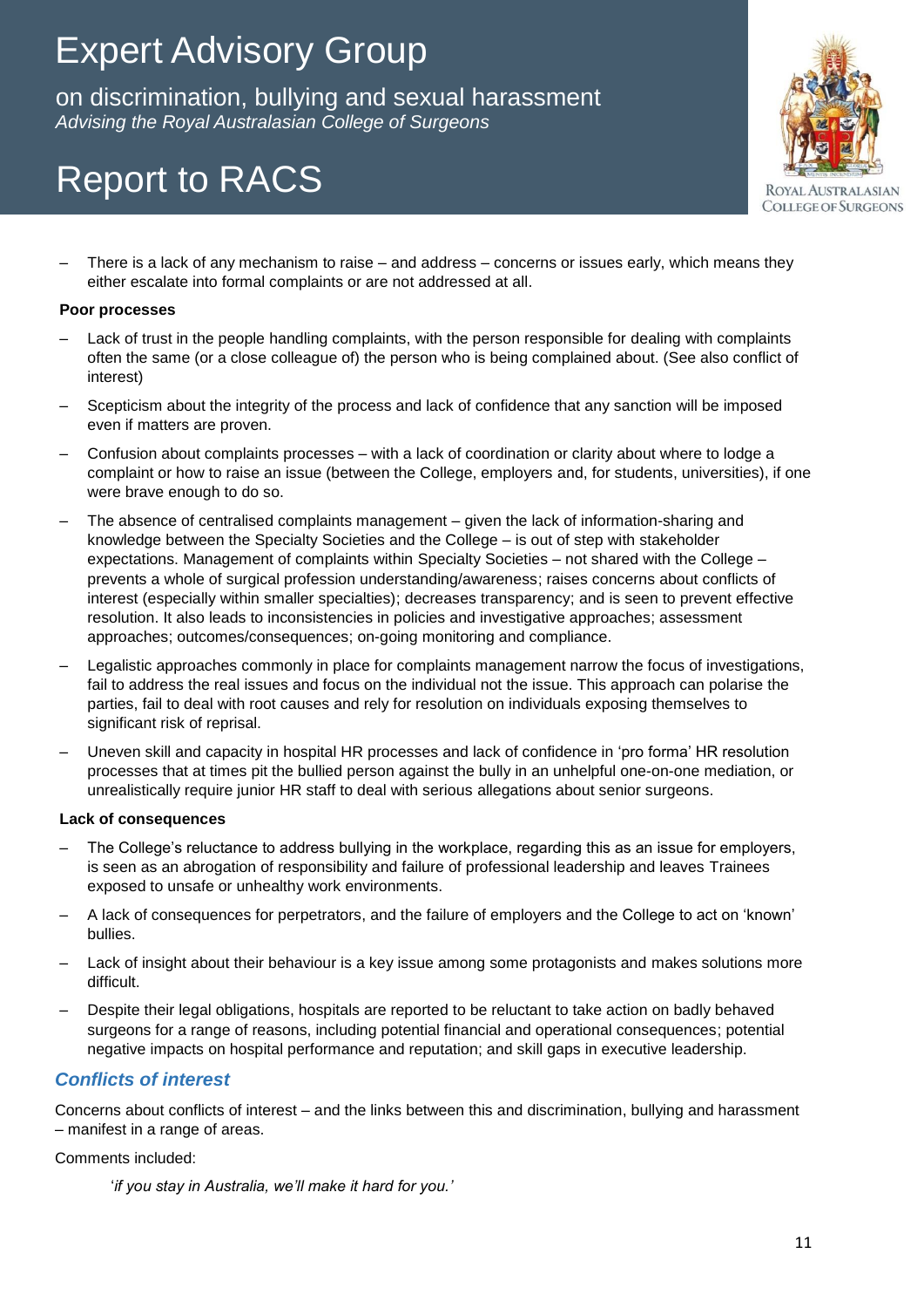- There is a lack of any mechanism to raise – and address – concerns or issues early, which means they either escalate into formal complaints or are not addressed at all.

**Poor processes**

- Lack of trust in the people handling complaints, with the person responsible for dealing with complaints often the same (or a close colleague of) the person who is being complained about. (See also conflict of interest)
- Scepticism about the integrity of the process and lack of confidence that any sanction will be imposed even if matters are proven.
- Confusion about complaints processes – with a lack of coordination or clarity about where to lodge a complaint or how to raise an issue (between the College, employers and, for students, universities), if one were brave enough to do so.
- The absence of centralised complaints management – given the lack of information-sharing and knowledge between the Specialty Societies and the College – is out of step with stakeholder expectations. Management of complaints within Specialty Societies – not shared with the College – prevents a whole of surgical profession understanding/awareness; raises concerns about conflicts of interest (especially within smaller specialties); decreases transparency; and is seen to prevent effective resolution. It also leads to inconsistencies in policies and investigative approaches; assessment approaches; outcomes/consequences; on-going monitoring and compliance.
- Legalistic approaches commonly in place for complaints management narrow the focus of investigations, fail to address the real issues and focus on the individual not the issue. This approach can polarise the parties, fail to deal with root causes and rely for resolution on individuals exposing themselves to significant risk of reprisal.
- Uneven skill and capacity in hospital HR processes and lack of confidence in 'pro forma' HR resolution processes that at times pit the bullied person against the bully in an unhelpful one-on-one mediation, or unrealistically require junior HR staff to deal with serious allegations about senior surgeons.

**Lack of consequences**

- The College's reluctance to address bullying in the workplace, regarding this as an issue for employers, is seen as an abrogation of responsibility and failure of professional leadership and leaves Trainees exposed to unsafe or unhealthy work environments.
- A lack of consequences for perpetrators, and the failure of employers and the College to act on 'known' bullies.
- Lack of insight about their behaviour is a key issue among some protagonists and makes solutions more difficult.
- Despite their legal obligations, hospitals are reported to be reluctant to take action on badly behaved surgeons for a range of reasons, including potential financial and operational consequences; potential negative impacts on hospital performance and reputation; and skill gaps in executive leadership.

### *Conflicts of interest*

Concerns about conflicts of interest – and the links between this and discrimination, bullying and harassment – manifest in a range of areas.

Comments included:

> '*if you stay in Australia, we'll make it hard for you.*'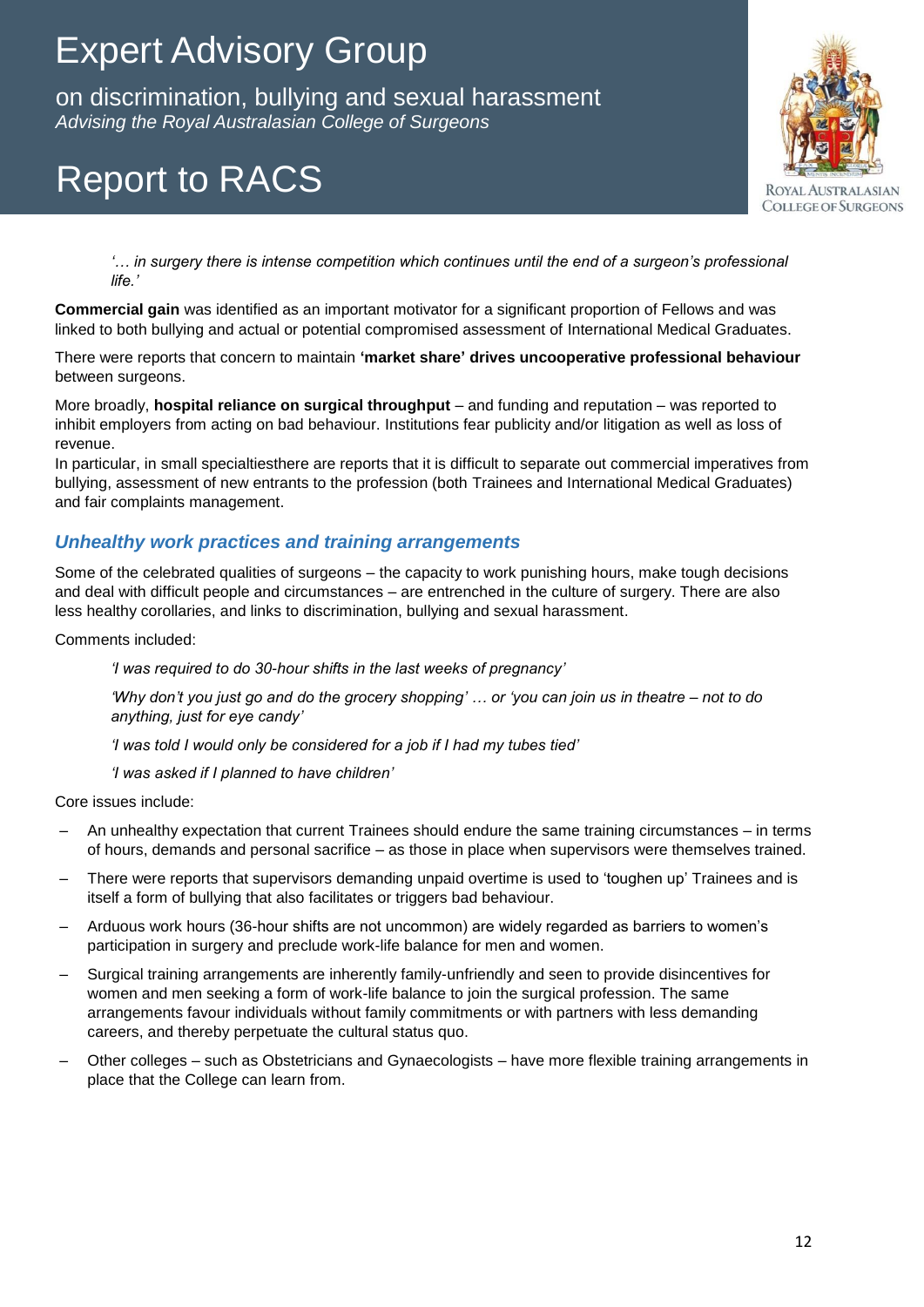*'… in surgery there is intense competition which continues until the end of a surgeon's professional life.'*

**Commercial gain** was identified as an important motivator for a significant proportion of Fellows and was linked to both bullying and actual or potential compromised assessment of International Medical Graduates.

There were reports that concern to maintain **'market share' drives uncooperative professional behaviour** between surgeons.

More broadly, **hospital reliance on surgical throughput** – and funding and reputation – was reported to inhibit employers from acting on bad behaviour. Institutions fear publicity and/or litigation as well as loss of revenue.
In particular, in small specialtiesthere are reports that it is difficult to separate out commercial imperatives from bullying, assessment of new entrants to the profession (both Trainees and International Medical Graduates) and fair complaints management.

## *Unhealthy work practices and training arrangements*

Some of the celebrated qualities of surgeons – the capacity to work punishing hours, make tough decisions and deal with difficult people and circumstances – are entrenched in the culture of surgery. There are also less healthy corollaries, and links to discrimination, bullying and sexual harassment.

Comments included:

*'I was required to do 30-hour shifts in the last weeks of pregnancy'*

*'Why don't you just go and do the grocery shopping' … or 'you can join us in theatre – not to do anything, just for eye candy'*

*'I was told I would only be considered for a job if I had my tubes tied'*

*'I was asked if I planned to have children'*

Core issues include:

- An unhealthy expectation that current Trainees should endure the same training circumstances – in terms of hours, demands and personal sacrifice – as those in place when supervisors were themselves trained.
- There were reports that supervisors demanding unpaid overtime is used to 'toughen up' Trainees and is itself a form of bullying that also facilitates or triggers bad behaviour.
- Arduous work hours (36-hour shifts are not uncommon) are widely regarded as barriers to women's participation in surgery and preclude work-life balance for men and women.
- Surgical training arrangements are inherently family-unfriendly and seen to provide disincentives for women and men seeking a form of work-life balance to join the surgical profession. The same arrangements favour individuals without family commitments or with partners with less demanding careers, and thereby perpetuate the cultural status quo.
- Other colleges – such as Obstetricians and Gynaecologists – have more flexible training arrangements in place that the College can learn from.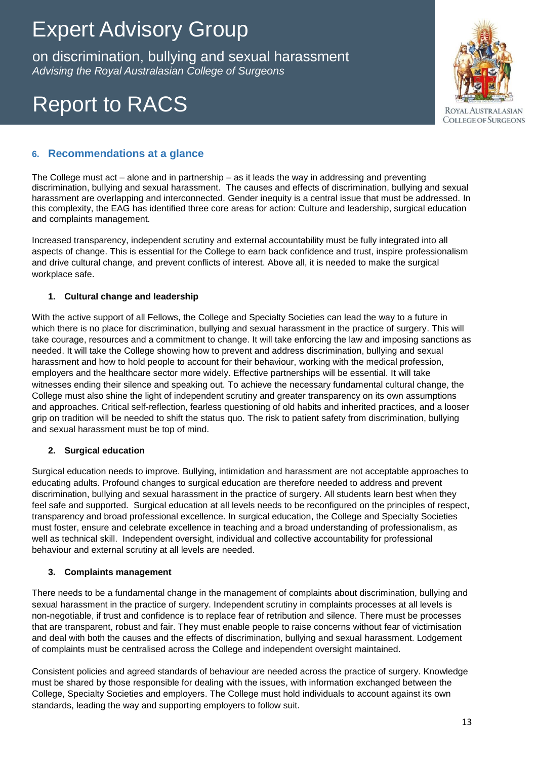## 6. Recommendations at a glance

The College must act – alone and in partnership – as it leads the way in addressing and preventing discrimination, bullying and sexual harassment. The causes and effects of discrimination, bullying and sexual harassment are overlapping and interconnected. Gender inequity is a central issue that must be addressed. In this complexity, the EAG has identified three core areas for action: Culture and leadership, surgical education and complaints management.

Increased transparency, independent scrutiny and external accountability must be fully integrated into all aspects of change. This is essential for the College to earn back confidence and trust, inspire professionalism and drive cultural change, and prevent conflicts of interest. Above all, it is needed to make the surgical workplace safe.

### 1. Cultural change and leadership

With the active support of all Fellows, the College and Specialty Societies can lead the way to a future in which there is no place for discrimination, bullying and sexual harassment in the practice of surgery. This will take courage, resources and a commitment to change. It will take enforcing the law and imposing sanctions as needed. It will take the College showing how to prevent and address discrimination, bullying and sexual harassment and how to hold people to account for their behaviour, working with the medical profession, employers and the healthcare sector more widely. Effective partnerships will be essential. It will take witnesses ending their silence and speaking out. To achieve the necessary fundamental cultural change, the College must also shine the light of independent scrutiny and greater transparency on its own assumptions and approaches. Critical self-reflection, fearless questioning of old habits and inherited practices, and a looser grip on tradition will be needed to shift the status quo. The risk to patient safety from discrimination, bullying and sexual harassment must be top of mind.

### 2. Surgical education

Surgical education needs to improve. Bullying, intimidation and harassment are not acceptable approaches to educating adults. Profound changes to surgical education are therefore needed to address and prevent discrimination, bullying and sexual harassment in the practice of surgery. All students learn best when they feel safe and supported. Surgical education at all levels needs to be reconfigured on the principles of respect, transparency and broad professional excellence. In surgical education, the College and Specialty Societies must foster, ensure and celebrate excellence in teaching and a broad understanding of professionalism, as well as technical skill. Independent oversight, individual and collective accountability for professional behaviour and external scrutiny at all levels are needed.

### 3. Complaints management

There needs to be a fundamental change in the management of complaints about discrimination, bullying and sexual harassment in the practice of surgery. Independent scrutiny in complaints processes at all levels is non-negotiable, if trust and confidence is to replace fear of retribution and silence. There must be processes that are transparent, robust and fair. They must enable people to raise concerns without fear of victimisation and deal with both the causes and the effects of discrimination, bullying and sexual harassment. Lodgement of complaints must be centralised across the College and independent oversight maintained.

Consistent policies and agreed standards of behaviour are needed across the practice of surgery. Knowledge must be shared by those responsible for dealing with the issues, with information exchanged between the College, Specialty Societies and employers. The College must hold individuals to account against its own standards, leading the way and supporting employers to follow suit.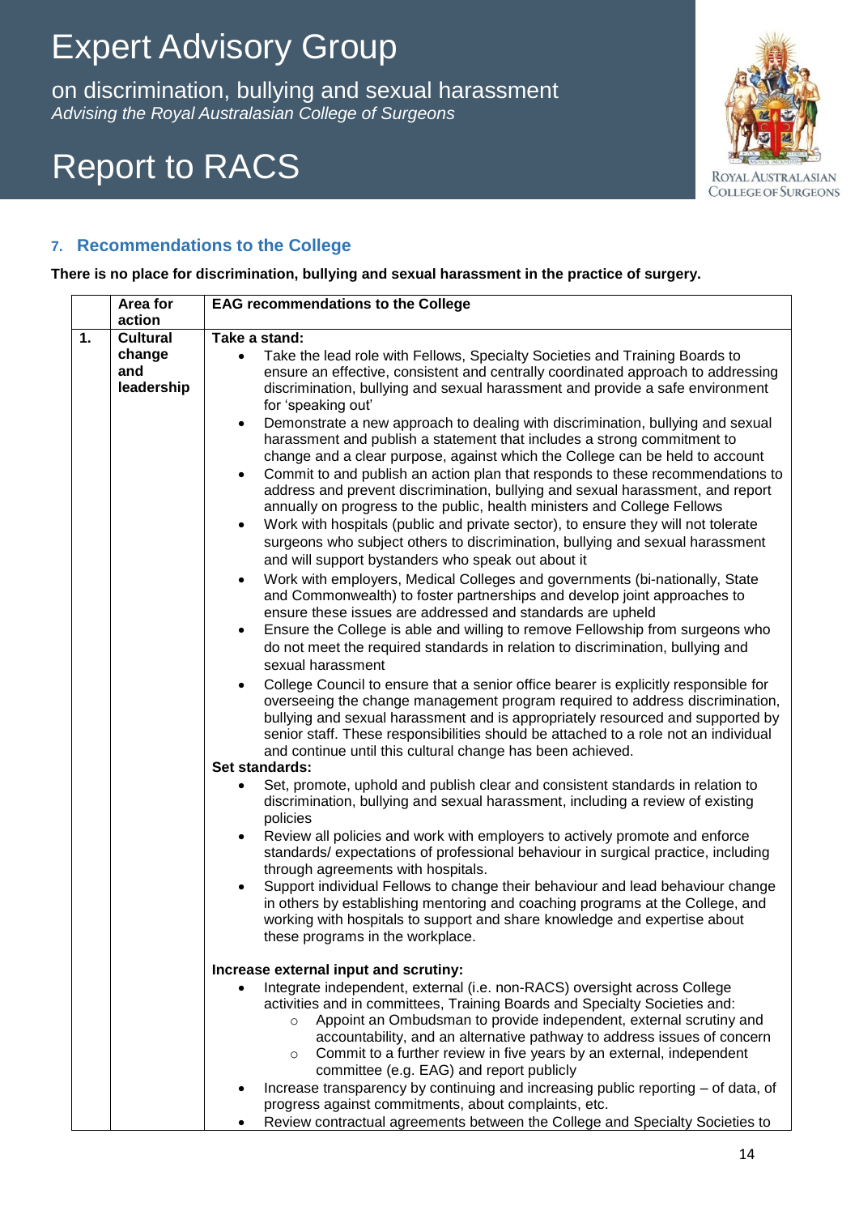## 7. Recommendations to the College

**There is no place for discrimination, bullying and sexual harassment in the practice of surgery.**

| | Area for action | EAG recommendations to the College |
|---|---|---|
| **1.** | **Cultural change and leadership** | **Take a stand:**<br>• Take the lead role with Fellows, Specialty Societies and Training Boards to ensure an effective, consistent and centrally coordinated approach to addressing discrimination, bullying and sexual harassment and provide a safe environment for 'speaking out'<br>• Demonstrate a new approach to dealing with discrimination, bullying and sexual harassment and publish a statement that includes a strong commitment to change and a clear purpose, against which the College can be held to account<br>• Commit to and publish an action plan that responds to these recommendations to address and prevent discrimination, bullying and sexual harassment, and report annually on progress to the public, health ministers and College Fellows<br>• Work with hospitals (public and private sector), to ensure they will not tolerate surgeons who subject others to discrimination, bullying and sexual harassment and will support bystanders who speak out about it<br>• Work with employers, Medical Colleges and governments (bi-nationally, State and Commonwealth) to foster partnerships and develop joint approaches to ensure these issues are addressed and standards are upheld<br>• Ensure the College is able and willing to remove Fellowship from surgeons who do not meet the required standards in relation to discrimination, bullying and sexual harassment<br>• College Council to ensure that a senior office bearer is explicitly responsible for overseeing the change management program required to address discrimination, bullying and sexual harassment and is appropriately resourced and supported by senior staff. These responsibilities should be attached to a role not an individual and continue until this cultural change has been achieved.<br>**Set standards:**<br>• Set, promote, uphold and publish clear and consistent standards in relation to discrimination, bullying and sexual harassment, including a review of existing policies<br>• Review all policies and work with employers to actively promote and enforce standards/ expectations of professional behaviour in surgical practice, including through agreements with hospitals.<br>• Support individual Fellows to change their behaviour and lead behaviour change in others by establishing mentoring and coaching programs at the College, and working with hospitals to support and share knowledge and expertise about these programs in the workplace.<br><br>**Increase external input and scrutiny:**<br>• Integrate independent, external (i.e. non-RACS) oversight across College activities and in committees, Training Boards and Specialty Societies and:<br>  ○ Appoint an Ombudsman to provide independent, external scrutiny and accountability, and an alternative pathway to address issues of concern<br>  ○ Commit to a further review in five years by an external, independent committee (e.g. EAG) and report publicly<br>• Increase transparency by continuing and increasing public reporting – of data, of progress against commitments, about complaints, etc.<br>• Review contractual agreements between the College and Specialty Societies to |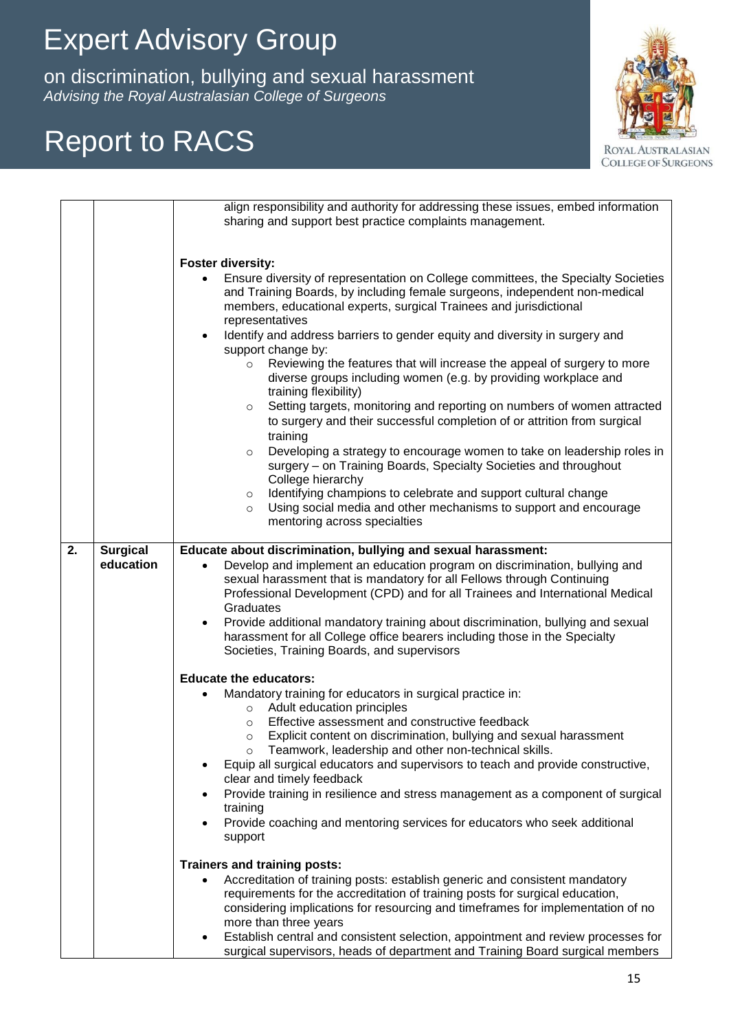| | | |
|---|---|---|
| | | align responsibility and authority for addressing these issues, embed information sharing and support best practice complaints management.<br><br>**Foster diversity:**<br>• Ensure diversity of representation on College committees, the Specialty Societies and Training Boards, by including female surgeons, independent non-medical members, educational experts, surgical Trainees and jurisdictional representatives<br>• Identify and address barriers to gender equity and diversity in surgery and support change by:<br>  ○ Reviewing the features that will increase the appeal of surgery to more diverse groups including women (e.g. by providing workplace and training flexibility)<br>  ○ Setting targets, monitoring and reporting on numbers of women attracted to surgery and their successful completion of or attrition from surgical training<br>  ○ Developing a strategy to encourage women to take on leadership roles in surgery – on Training Boards, Specialty Societies and throughout College hierarchy<br>  ○ Identifying champions to celebrate and support cultural change<br>  ○ Using social media and other mechanisms to support and encourage mentoring across specialties |
| **2.** | **Surgical education** | **Educate about discrimination, bullying and sexual harassment:**<br>• Develop and implement an education program on discrimination, bullying and sexual harassment that is mandatory for all Fellows through Continuing Professional Development (CPD) and for all Trainees and International Medical Graduates<br>• Provide additional mandatory training about discrimination, bullying and sexual harassment for all College office bearers including those in the Specialty Societies, Training Boards, and supervisors<br><br>**Educate the educators:**<br>• Mandatory training for educators in surgical practice in:<br>  ○ Adult education principles<br>  ○ Effective assessment and constructive feedback<br>  ○ Explicit content on discrimination, bullying and sexual harassment<br>  ○ Teamwork, leadership and other non-technical skills.<br>• Equip all surgical educators and supervisors to teach and provide constructive, clear and timely feedback<br>• Provide training in resilience and stress management as a component of surgical training<br>• Provide coaching and mentoring services for educators who seek additional support<br><br>**Trainers and training posts:**<br>• Accreditation of training posts: establish generic and consistent mandatory requirements for the accreditation of training posts for surgical education, considering implications for resourcing and timeframes for implementation of no more than three years<br>• Establish central and consistent selection, appointment and review processes for surgical supervisors, heads of department and Training Board surgical members |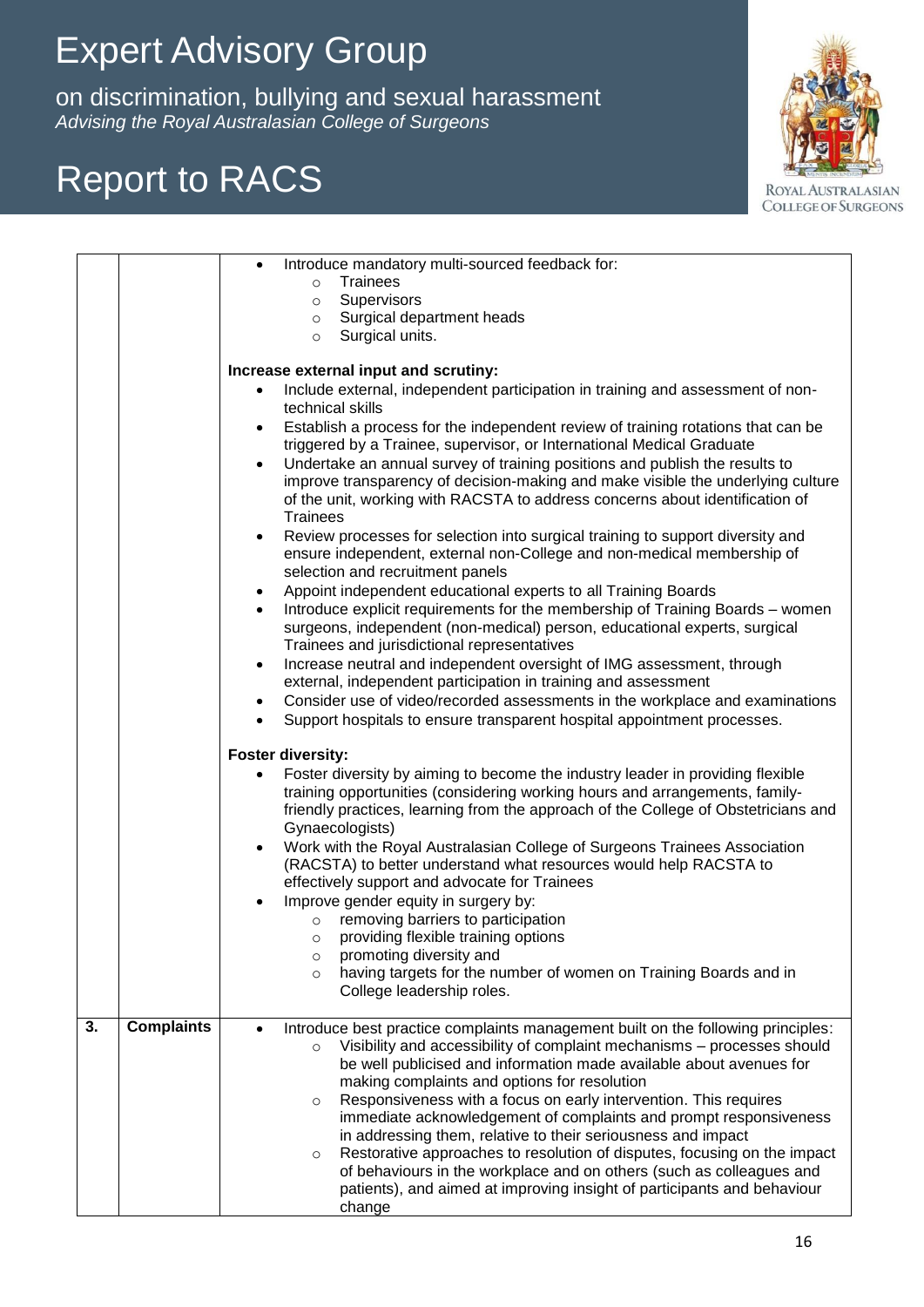| | | |
|---|---|---|
| | | • Introduce mandatory multi-sourced feedback for:<br>  ○ Trainees<br>  ○ Supervisors<br>  ○ Surgical department heads<br>  ○ Surgical units.<br><br>**Increase external input and scrutiny:**<br>• Include external, independent participation in training and assessment of non-technical skills<br>• Establish a process for the independent review of training rotations that can be triggered by a Trainee, supervisor, or International Medical Graduate<br>• Undertake an annual survey of training positions and publish the results to improve transparency of decision-making and make visible the underlying culture of the unit, working with RACSTA to address concerns about identification of Trainees<br>• Review processes for selection into surgical training to support diversity and ensure independent, external non-College and non-medical membership of selection and recruitment panels<br>• Appoint independent educational experts to all Training Boards<br>• Introduce explicit requirements for the membership of Training Boards – women surgeons, independent (non-medical) person, educational experts, surgical Trainees and jurisdictional representatives<br>• Increase neutral and independent oversight of IMG assessment, through external, independent participation in training and assessment<br>• Consider use of video/recorded assessments in the workplace and examinations<br>• Support hospitals to ensure transparent hospital appointment processes.<br><br>**Foster diversity:**<br>• Foster diversity by aiming to become the industry leader in providing flexible training opportunities (considering working hours and arrangements, family-friendly practices, learning from the approach of the College of Obstetricians and Gynaecologists)<br>• Work with the Royal Australasian College of Surgeons Trainees Association (RACSTA) to better understand what resources would help RACSTA to effectively support and advocate for Trainees<br>• Improve gender equity in surgery by:<br>  ○ removing barriers to participation<br>  ○ providing flexible training options<br>  ○ promoting diversity and<br>  ○ having targets for the number of women on Training Boards and in College leadership roles. |
| **3.** | **Complaints** | • Introduce best practice complaints management built on the following principles:<br>  ○ Visibility and accessibility of complaint mechanisms – processes should be well publicised and information made available about avenues for making complaints and options for resolution<br>  ○ Responsiveness with a focus on early intervention. This requires immediate acknowledgement of complaints and prompt responsiveness in addressing them, relative to their seriousness and impact<br>  ○ Restorative approaches to resolution of disputes, focusing on the impact of behaviours in the workplace and on others (such as colleagues and patients), and aimed at improving insight of participants and behaviour change |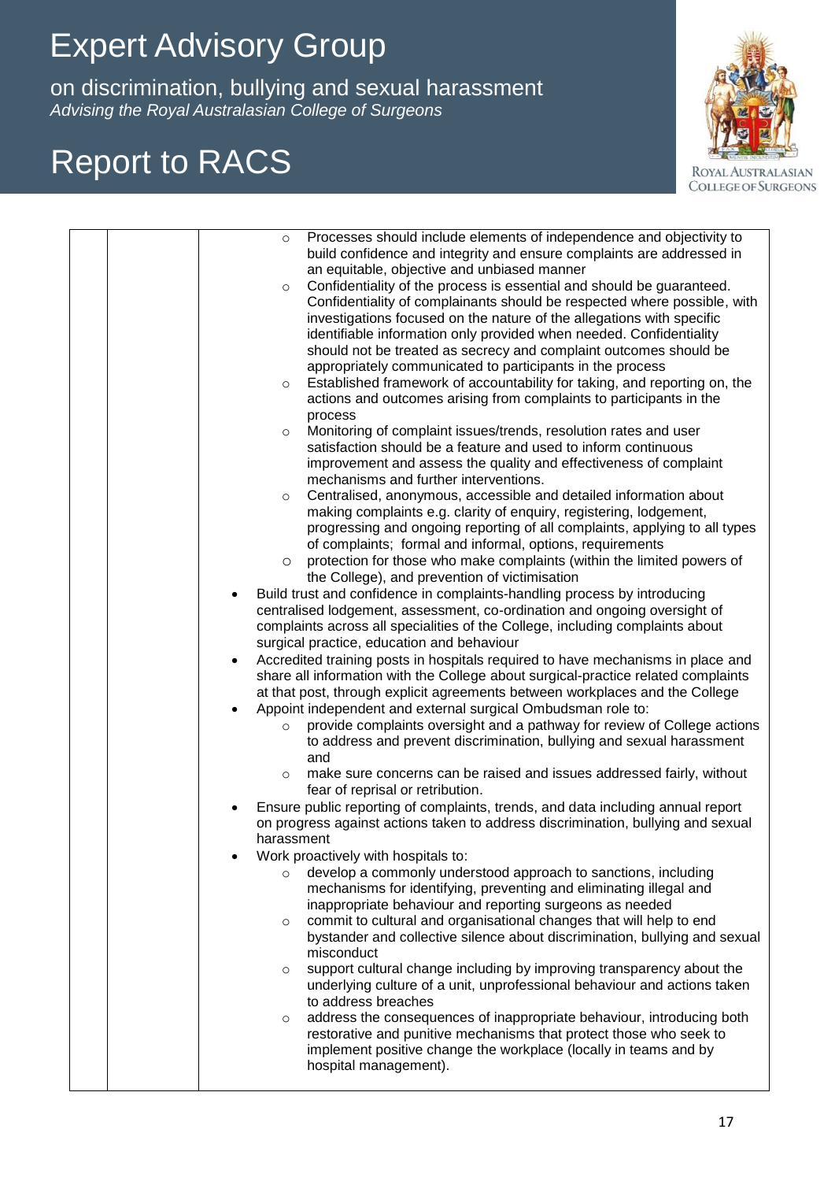| | | |
|---|---|---|
| | | ○ Processes should include elements of independence and objectivity to build confidence and integrity and ensure complaints are addressed in an equitable, objective and unbiased manner<br>○ Confidentiality of the process is essential and should be guaranteed. Confidentiality of complainants should be respected where possible, with investigations focused on the nature of the allegations with specific identifiable information only provided when needed. Confidentiality should not be treated as secrecy and complaint outcomes should be appropriately communicated to participants in the process<br>○ Established framework of accountability for taking, and reporting on, the actions and outcomes arising from complaints to participants in the process<br>○ Monitoring of complaint issues/trends, resolution rates and user satisfaction should be a feature and used to inform continuous improvement and assess the quality and effectiveness of complaint mechanisms and further interventions.<br>○ Centralised, anonymous, accessible and detailed information about making complaints e.g. clarity of enquiry, registering, lodgement, progressing and ongoing reporting of all complaints, applying to all types of complaints; formal and informal, options, requirements<br>○ protection for those who make complaints (within the limited powers of the College), and prevention of victimisation<br>• Build trust and confidence in complaints-handling process by introducing centralised lodgement, assessment, co-ordination and ongoing oversight of complaints across all specialities of the College, including complaints about surgical practice, education and behaviour<br>• Accredited training posts in hospitals required to have mechanisms in place and share all information with the College about surgical-practice related complaints at that post, through explicit agreements between workplaces and the College<br>• Appoint independent and external surgical Ombudsman role to:<br>○ provide complaints oversight and a pathway for review of College actions to address and prevent discrimination, bullying and sexual harassment and<br>○ make sure concerns can be raised and issues addressed fairly, without fear of reprisal or retribution.<br>• Ensure public reporting of complaints, trends, and data including annual report on progress against actions taken to address discrimination, bullying and sexual harassment<br>• Work proactively with hospitals to:<br>○ develop a commonly understood approach to sanctions, including mechanisms for identifying, preventing and eliminating illegal and inappropriate behaviour and reporting surgeons as needed<br>○ commit to cultural and organisational changes that will help to end bystander and collective silence about discrimination, bullying and sexual misconduct<br>○ support cultural change including by improving transparency about the underlying culture of a unit, unprofessional behaviour and actions taken to address breaches<br>○ address the consequences of inappropriate behaviour, introducing both restorative and punitive mechanisms that protect those who seek to implement positive change the workplace (locally in teams and by hospital management). |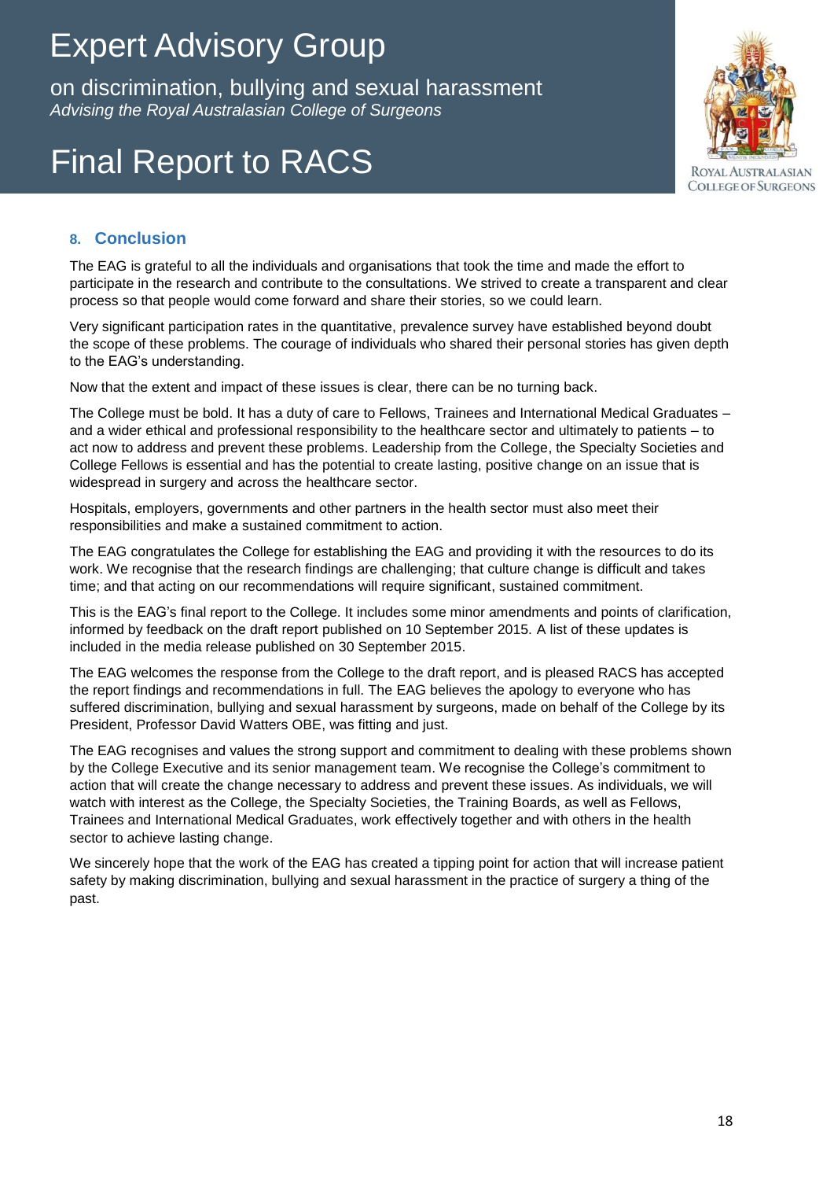## 8. Conclusion

The EAG is grateful to all the individuals and organisations that took the time and made the effort to participate in the research and contribute to the consultations. We strived to create a transparent and clear process so that people would come forward and share their stories, so we could learn.

Very significant participation rates in the quantitative, prevalence survey have established beyond doubt the scope of these problems. The courage of individuals who shared their personal stories has given depth to the EAG's understanding.

Now that the extent and impact of these issues is clear, there can be no turning back.

The College must be bold. It has a duty of care to Fellows, Trainees and International Medical Graduates – and a wider ethical and professional responsibility to the healthcare sector and ultimately to patients – to act now to address and prevent these problems. Leadership from the College, the Specialty Societies and College Fellows is essential and has the potential to create lasting, positive change on an issue that is widespread in surgery and across the healthcare sector.

Hospitals, employers, governments and other partners in the health sector must also meet their responsibilities and make a sustained commitment to action.

The EAG congratulates the College for establishing the EAG and providing it with the resources to do its work. We recognise that the research findings are challenging; that culture change is difficult and takes time; and that acting on our recommendations will require significant, sustained commitment.

This is the EAG's final report to the College. It includes some minor amendments and points of clarification, informed by feedback on the draft report published on 10 September 2015. A list of these updates is included in the media release published on 30 September 2015.

The EAG welcomes the response from the College to the draft report, and is pleased RACS has accepted the report findings and recommendations in full. The EAG believes the apology to everyone who has suffered discrimination, bullying and sexual harassment by surgeons, made on behalf of the College by its President, Professor David Watters OBE, was fitting and just.

The EAG recognises and values the strong support and commitment to dealing with these problems shown by the College Executive and its senior management team. We recognise the College's commitment to action that will create the change necessary to address and prevent these issues. As individuals, we will watch with interest as the College, the Specialty Societies, the Training Boards, as well as Fellows, Trainees and International Medical Graduates, work effectively together and with others in the health sector to achieve lasting change.

We sincerely hope that the work of the EAG has created a tipping point for action that will increase patient safety by making discrimination, bullying and sexual harassment in the practice of surgery a thing of the past.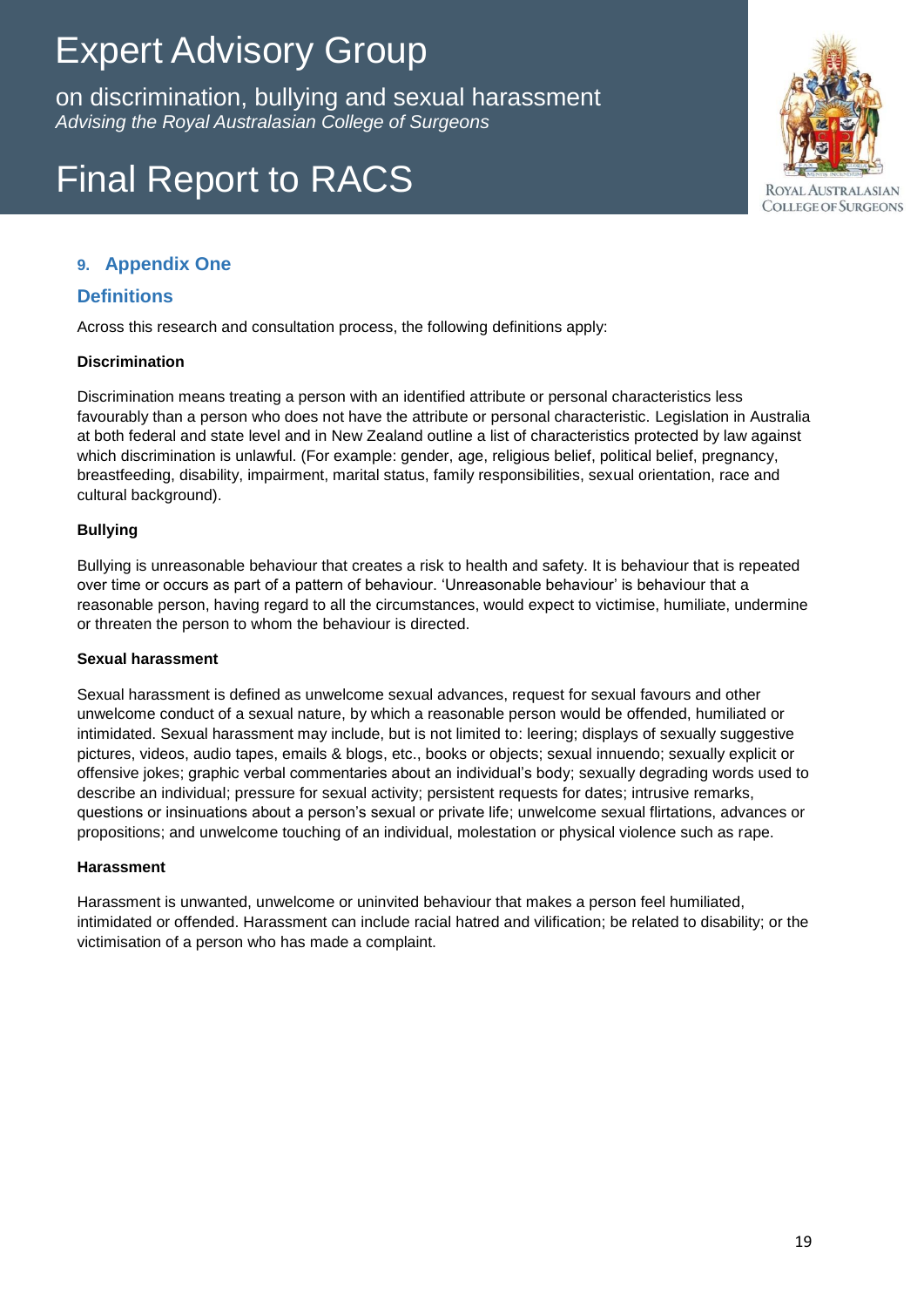## 9. Appendix One

### Definitions

Across this research and consultation process, the following definitions apply:

**Discrimination**

Discrimination means treating a person with an identified attribute or personal characteristics less favourably than a person who does not have the attribute or personal characteristic. Legislation in Australia at both federal and state level and in New Zealand outline a list of characteristics protected by law against which discrimination is unlawful. (For example: gender, age, religious belief, political belief, pregnancy, breastfeeding, disability, impairment, marital status, family responsibilities, sexual orientation, race and cultural background).

**Bullying**

Bullying is unreasonable behaviour that creates a risk to health and safety. It is behaviour that is repeated over time or occurs as part of a pattern of behaviour. 'Unreasonable behaviour' is behaviour that a reasonable person, having regard to all the circumstances, would expect to victimise, humiliate, undermine or threaten the person to whom the behaviour is directed.

**Sexual harassment**

Sexual harassment is defined as unwelcome sexual advances, request for sexual favours and other unwelcome conduct of a sexual nature, by which a reasonable person would be offended, humiliated or intimidated. Sexual harassment may include, but is not limited to: leering; displays of sexually suggestive pictures, videos, audio tapes, emails & blogs, etc., books or objects; sexual innuendo; sexually explicit or offensive jokes; graphic verbal commentaries about an individual's body; sexually degrading words used to describe an individual; pressure for sexual activity; persistent requests for dates; intrusive remarks, questions or insinuations about a person's sexual or private life; unwelcome sexual flirtations, advances or propositions; and unwelcome touching of an individual, molestation or physical violence such as rape.

**Harassment**

Harassment is unwanted, unwelcome or uninvited behaviour that makes a person feel humiliated, intimidated or offended. Harassment can include racial hatred and vilification; be related to disability; or the victimisation of a person who has made a complaint.